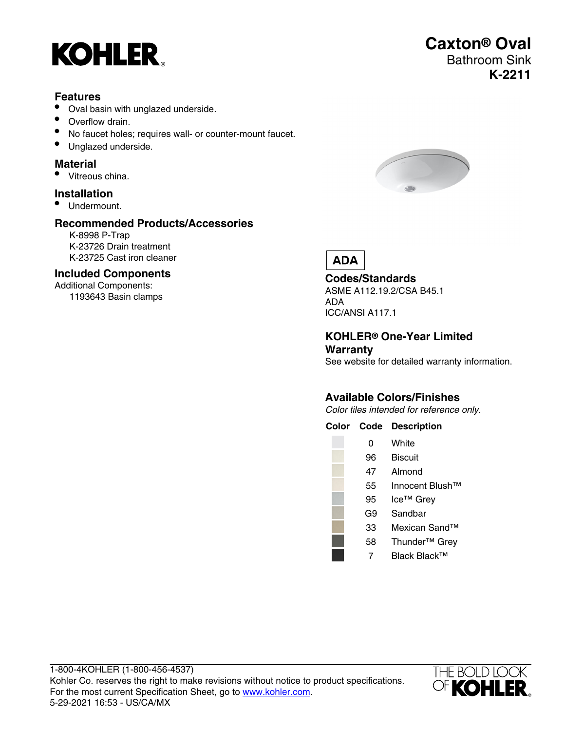# KOHLER

# Caxton® Oval

Bathroom Sink

**K-2211**

## Features

- Oval basin with unglazed underside.
- Overflow drain.
- No faucet holes; requires wall- or counter-mount faucet.
- Unglazed underside.

## Material

- Vitreous china.

## Installation

- Undermount.

## Recommended Products/Accessories

K-8998 P-Trap
K-23726 Drain treatment
K-23725 Cast iron cleaner

## Included Components

Additional Components:
1193643 Basin clamps

**ADA**

## Codes/Standards

ASME A112.19.2/CSA B45.1
ADA
ICC/ANSI A117.1

## KOHLER® One-Year Limited Warranty

See website for detailed warranty information.

## Available Colors/Finishes

*Color tiles intended for reference only.*

| Color | Code | Description |
|---|---|---|
| | 0 | White |
| | 96 | Biscuit |
| | 47 | Almond |
| | 55 | Innocent Blush™ |
| | 95 | Ice™ Grey |
| | G9 | Sandbar |
| | 33 | Mexican Sand™ |
| | 58 | Thunder™ Grey |
| | 7 | Black Black™ |

1-800-4KOHLER (1-800-456-4537)
Kohler Co. reserves the right to make revisions without notice to product specifications.
For the most current Specification Sheet, go to www.kohler.com.
5-29-2021 16:53 - US/CA/MX

THE BOLD LOOK OF KOHLER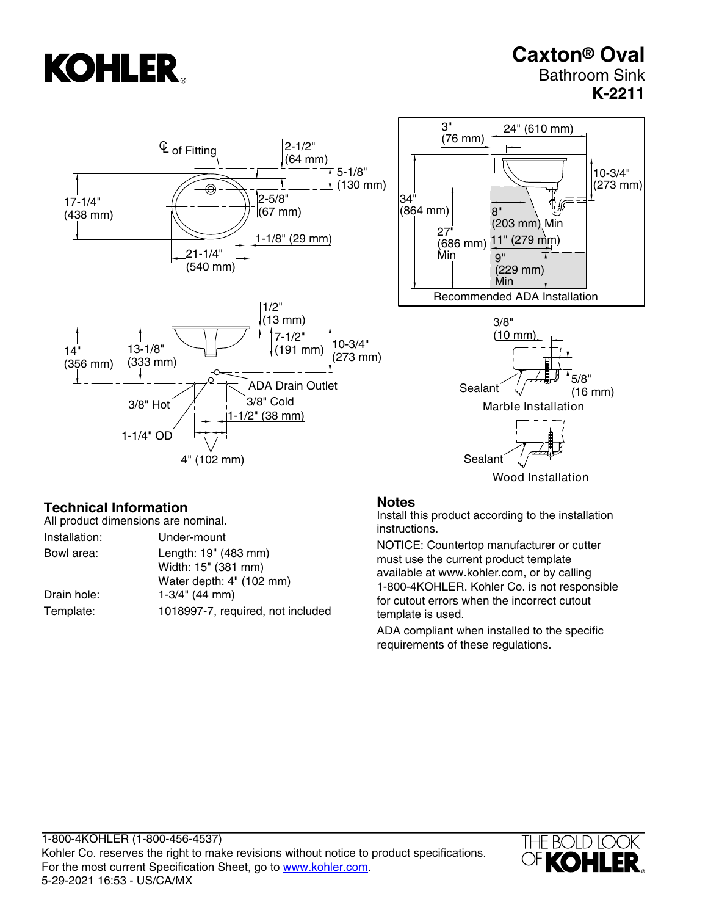# KOHLER

**Caxton® Oval**
Bathroom Sink
**K-2211**

℄ of Fitting
2-1/2" (64 mm)
5-1/8" (130 mm)
17-1/4" (438 mm)
2-5/8" (67 mm)
1-1/8" (29 mm)
21-1/4" (540 mm)

1/2" (13 mm)
7-1/2" (191 mm)
10-3/4" (273 mm)
14" (356 mm)
13-1/8" (333 mm)
ADA Drain Outlet
3/8" Hot
3/8" Cold
1-1/2" (38 mm)
1-1/4" OD
4" (102 mm)

3" (76 mm)
24" (610 mm)
10-3/4" (273 mm)
34" (864 mm)
8" (203 mm) Min
27" (686 mm) Min
11" (279 mm)
9" (229 mm) Min
Recommended ADA Installation

3/8" (10 mm)
Sealant
5/8" (16 mm)
Marble Installation

Sealant
Wood Installation

## Technical Information

All product dimensions are nominal.

| | |
|---|---|
| Installation: | Under-mount |
| Bowl area: | Length: 19" (483 mm)<br>Width: 15" (381 mm)<br>Water depth: 4" (102 mm) |
| Drain hole: | 1-3/4" (44 mm) |
| Template: | 1018997-7, required, not included |

## Notes

Install this product according to the installation instructions.

NOTICE: Countertop manufacturer or cutter must use the current product template available at www.kohler.com, or by calling 1-800-4KOHLER. Kohler Co. is not responsible for cutout errors when the incorrect cutout template is used.

ADA compliant when installed to the specific requirements of these regulations.

1-800-4KOHLER (1-800-456-4537)
Kohler Co. reserves the right to make revisions without notice to product specifications.
For the most current Specification Sheet, go to www.kohler.com.
5-29-2021 16:53 - US/CA/MX

THE BOLD LOOK OF KOHLER.